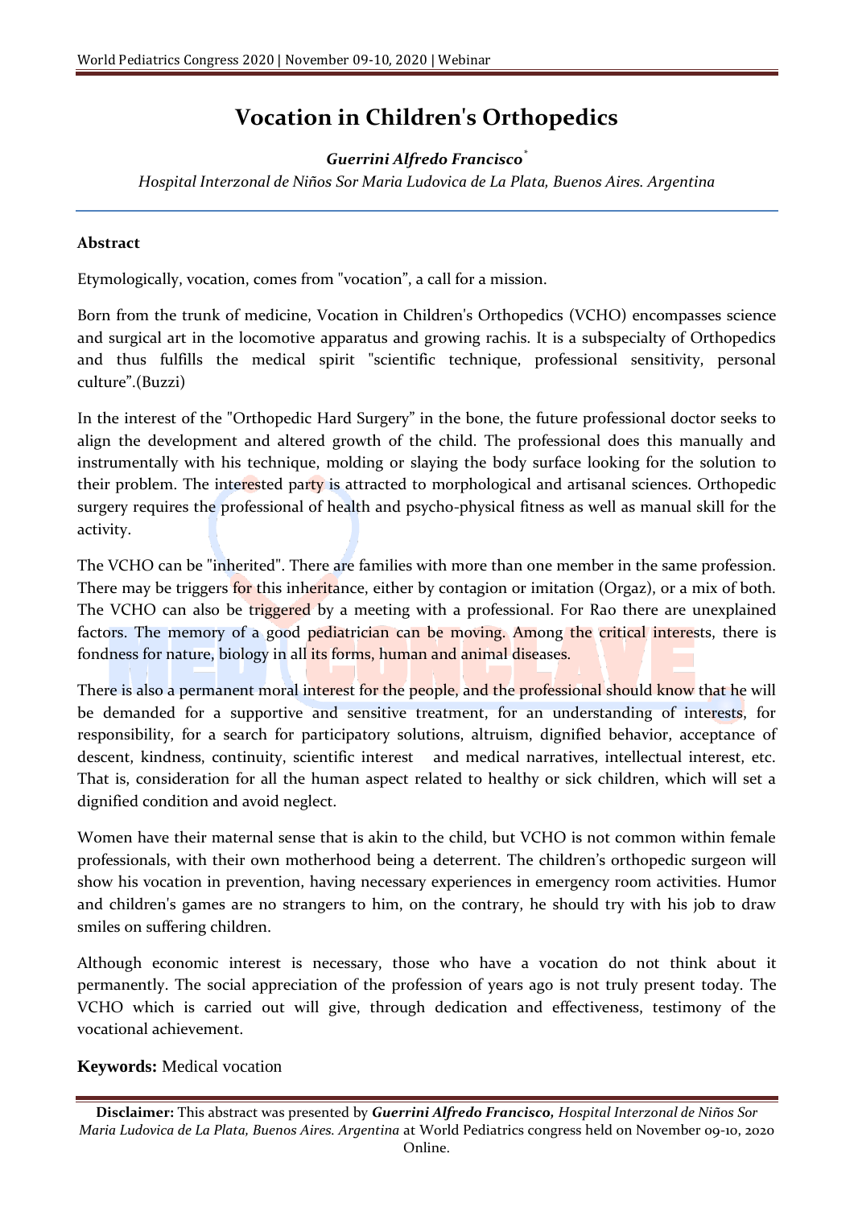# Vocation in Children's Orthopedics

***Guerrini Alfredo Francisco*** *

*Hospital Interzonal de Niños Sor Maria Ludovica de La Plata, Buenos Aires. Argentina*

## Abstract

Etymologically, vocation, comes from "vocation", a call for a mission.

Born from the trunk of medicine, Vocation in Children's Orthopedics (VCHO) encompasses science and surgical art in the locomotive apparatus and growing rachis. It is a subspecialty of Orthopedics and thus fulfills the medical spirit "scientific technique, professional sensitivity, personal culture".(Buzzi)

In the interest of the "Orthopedic Hard Surgery" in the bone, the future professional doctor seeks to align the development and altered growth of the child. The professional does this manually and instrumentally with his technique, molding or slaying the body surface looking for the solution to their problem. The interested party is attracted to morphological and artisanal sciences. Orthopedic surgery requires the professional of health and psycho-physical fitness as well as manual skill for the activity.

The VCHO can be "inherited". There are families with more than one member in the same profession. There may be triggers for this inheritance, either by contagion or imitation (Orgaz), or a mix of both. The VCHO can also be triggered by a meeting with a professional. For Rao there are unexplained factors. The memory of a good pediatrician can be moving. Among the critical interests, there is fondness for nature, biology in all its forms, human and animal diseases.

There is also a permanent moral interest for the people, and the professional should know that he will be demanded for a supportive and sensitive treatment, for an understanding of interests, for responsibility, for a search for participatory solutions, altruism, dignified behavior, acceptance of descent, kindness, continuity, scientific interest and medical narratives, intellectual interest, etc. That is, consideration for all the human aspect related to healthy or sick children, which will set a dignified condition and avoid neglect.

Women have their maternal sense that is akin to the child, but VCHO is not common within female professionals, with their own motherhood being a deterrent. The children's orthopedic surgeon will show his vocation in prevention, having necessary experiences in emergency room activities. Humor and children's games are no strangers to him, on the contrary, he should try with his job to draw smiles on suffering children.

Although economic interest is necessary, those who have a vocation do not think about it permanently. The social appreciation of the profession of years ago is not truly present today. The VCHO which is carried out will give, through dedication and effectiveness, testimony of the vocational achievement.

**Keywords:** Medical vocation

**Disclaimer:** This abstract was presented by ***Guerrini Alfredo Francisco,*** *Hospital Interzonal de Niños Sor Maria Ludovica de La Plata, Buenos Aires. Argentina* at World Pediatrics congress held on November 09-10, 2020 Online.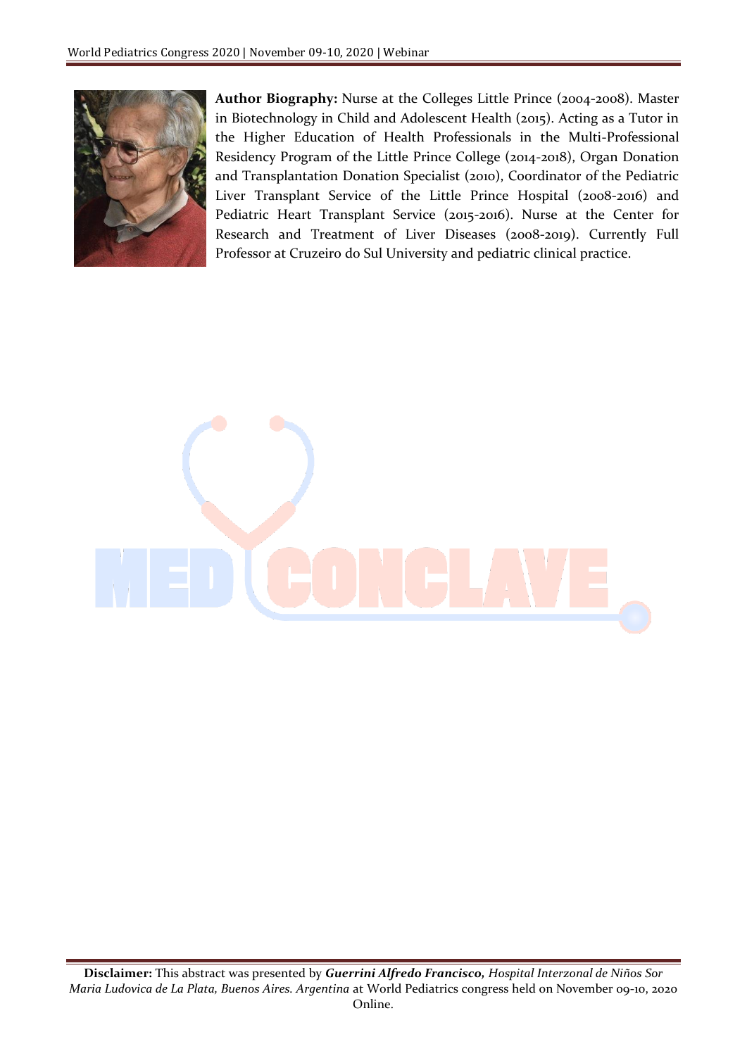**Author Biography:** Nurse at the Colleges Little Prince (2004-2008). Master in Biotechnology in Child and Adolescent Health (2015). Acting as a Tutor in the Higher Education of Health Professionals in the Multi-Professional Residency Program of the Little Prince College (2014-2018), Organ Donation and Transplantation Donation Specialist (2010), Coordinator of the Pediatric Liver Transplant Service of the Little Prince Hospital (2008-2016) and Pediatric Heart Transplant Service (2015-2016). Nurse at the Center for Research and Treatment of Liver Diseases (2008-2019). Currently Full Professor at Cruzeiro do Sul University and pediatric clinical practice.

**Disclaimer:** This abstract was presented by ***Guerrini Alfredo Francisco,*** *Hospital Interzonal de Niños Sor Maria Ludovica de La Plata, Buenos Aires. Argentina* at World Pediatrics congress held on November 09-10, 2020 Online.